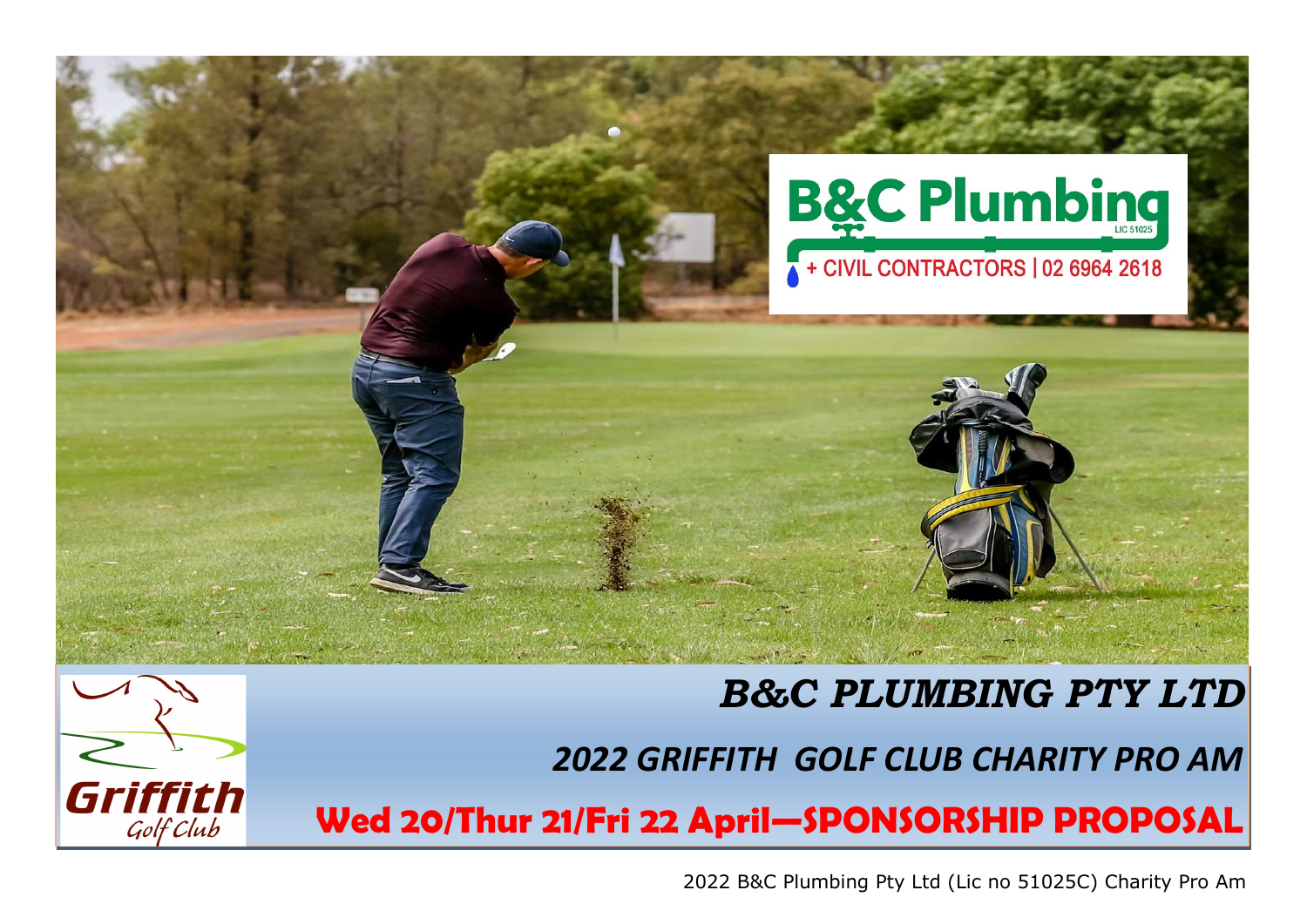B&C Plumbing

LIC 51025

+ CIVIL CONTRACTORS | 02 6964 2618

# *B&C PLUMBING PTY LTD*

## *2022 GRIFFITH GOLF CLUB CHARITY PRO AM*

**Wed 20/Thur 21/Fri 22 April—SPONSORSHIP PROPOSAL**

Griffith Golf Club

2022 B&C Plumbing Pty Ltd (Lic no 51025C) Charity Pro Am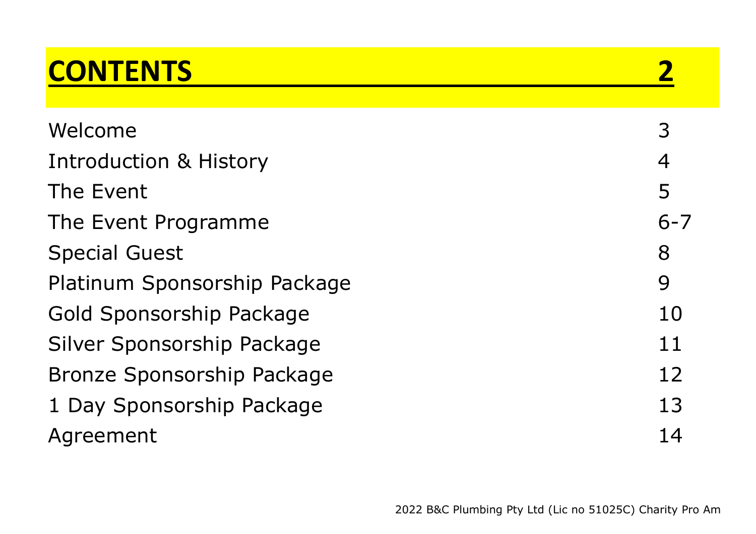# CONTENTS 2

| | |
|---|---|
| Welcome | 3 |
| Introduction & History | 4 |
| The Event | 5 |
| The Event Programme | 6-7 |
| Special Guest | 8 |
| Platinum Sponsorship Package | 9 |
| Gold Sponsorship Package | 10 |
| Silver Sponsorship Package | 11 |
| Bronze Sponsorship Package | 12 |
| 1 Day Sponsorship Package | 13 |
| Agreement | 14 |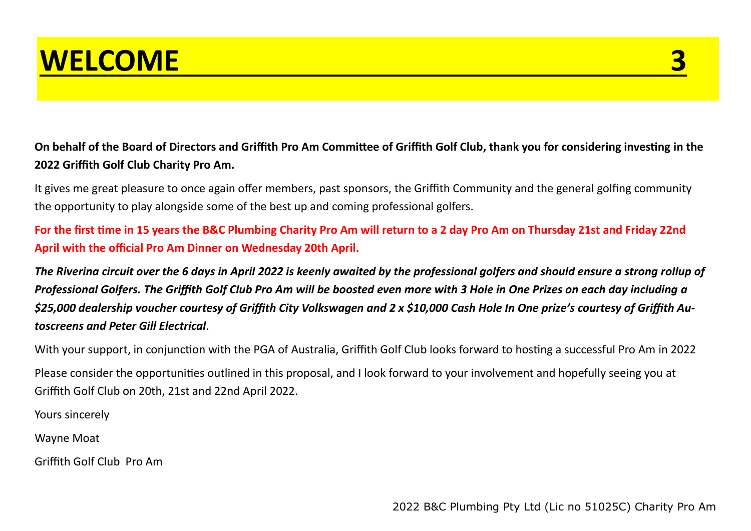# WELCOME

**On behalf of the Board of Directors and Griffith Pro Am Committee of Griffith Golf Club, thank you for considering investing in the 2022 Griffith Golf Club Charity Pro Am.**

It gives me great pleasure to once again offer members, past sponsors, the Griffith Community and the general golfing community the opportunity to play alongside some of the best up and coming professional golfers.

**For the first time in 15 years the B&C Plumbing Charity Pro Am will return to a 2 day Pro Am on Thursday 21st and Friday 22nd April with the official Pro Am Dinner on Wednesday 20th April.**

***The Riverina circuit over the 6 days in April 2022 is keenly awaited by the professional golfers and should ensure a strong rollup of Professional Golfers. The Griffith Golf Club Pro Am will be boosted even more with 3 Hole in One Prizes on each day including a $25,000 dealership voucher courtesy of Griffith City Volkswagen and 2 x $10,000 Cash Hole In One prize's courtesy of Griffith Autoscreens and Peter Gill Electrical***.

With your support, in conjunction with the PGA of Australia, Griffith Golf Club looks forward to hosting a successful Pro Am in 2022

Please consider the opportunities outlined in this proposal, and I look forward to your involvement and hopefully seeing you at Griffith Golf Club on 20th, 21st and 22nd April 2022.

Yours sincerely

Wayne Moat

Griffith Golf Club Pro Am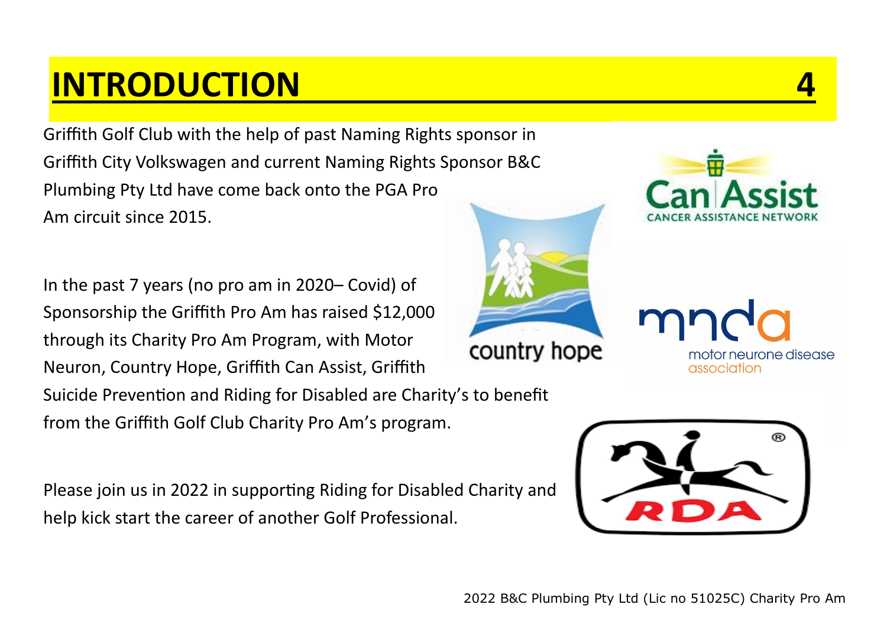# INTRODUCTION

Griffith Golf Club with the help of past Naming Rights sponsor in Griffith City Volkswagen and current Naming Rights Sponsor B&C Plumbing Pty Ltd have come back onto the PGA Pro Am circuit since 2015.

In the past 7 years (no pro am in 2020– Covid) of Sponsorship the Griffith Pro Am has raised $12,000 through its Charity Pro Am Program, with Motor Neuron, Country Hope, Griffith Can Assist, Griffith Suicide Prevention and Riding for Disabled are Charity's to benefit from the Griffith Golf Club Charity Pro Am's program.

Please join us in 2022 in supporting Riding for Disabled Charity and help kick start the career of another Golf Professional.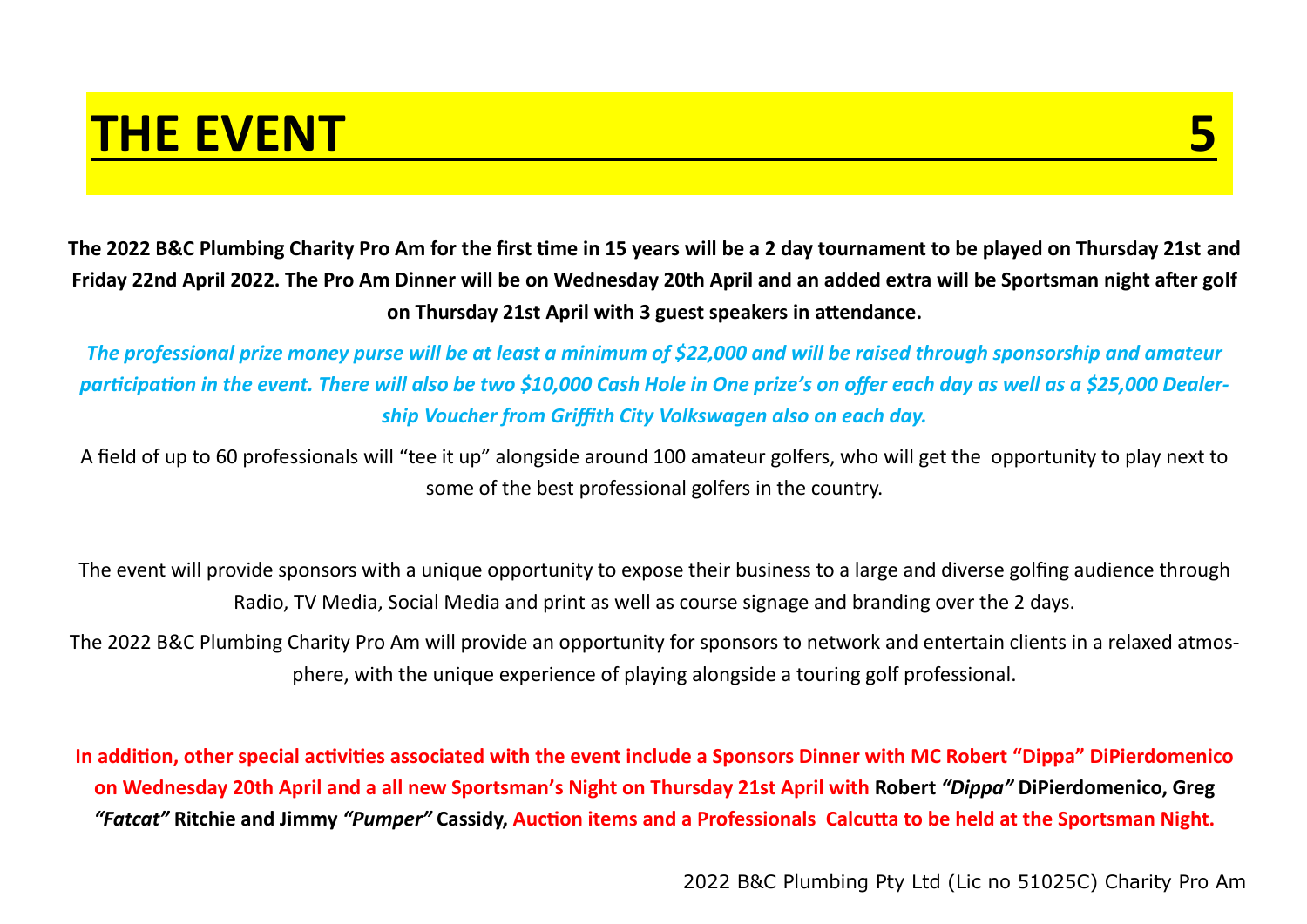# THE EVENT

**The 2022 B&C Plumbing Charity Pro Am for the first time in 15 years will be a 2 day tournament to be played on Thursday 21st and Friday 22nd April 2022. The Pro Am Dinner will be on Wednesday 20th April and an added extra will be Sportsman night after golf on Thursday 21st April with 3 guest speakers in attendance.**

***The professional prize money purse will be at least a minimum of $22,000 and will be raised through sponsorship and amateur participation in the event. There will also be two $10,000 Cash Hole in One prize's on offer each day as well as a $25,000 Dealership Voucher from Griffith City Volkswagen also on each day.***

A field of up to 60 professionals will "tee it up" alongside around 100 amateur golfers, who will get the opportunity to play next to some of the best professional golfers in the country.

The event will provide sponsors with a unique opportunity to expose their business to a large and diverse golfing audience through Radio, TV Media, Social Media and print as well as course signage and branding over the 2 days.

The 2022 B&C Plumbing Charity Pro Am will provide an opportunity for sponsors to network and entertain clients in a relaxed atmosphere, with the unique experience of playing alongside a touring golf professional.

**In addition, other special activities associated with the event include a Sponsors Dinner with MC Robert "Dippa" DiPierdomenico on Wednesday 20th April and a all new Sportsman's Night on Thursday 21st April with Robert *"Dippa"* DiPierdomenico, Greg *"Fatcat"* Ritchie and Jimmy *"Pumper"* Cassidy, Auction items and a Professionals Calcutta to be held at the Sportsman Night.**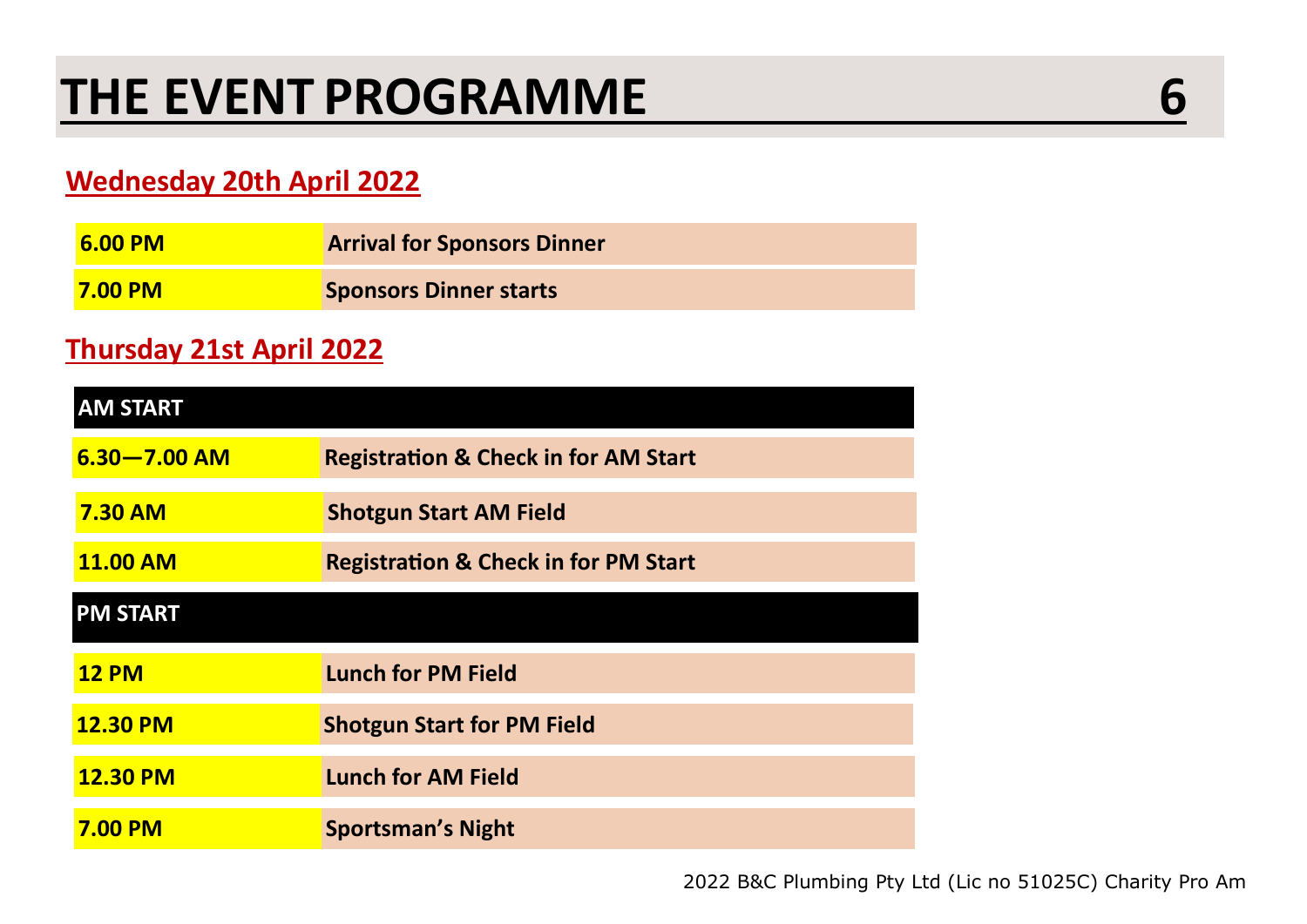# THE EVENT PROGRAMME

## Wednesday 20th April 2022

| | |
|---|---|
| **6.00 PM** | **Arrival for Sponsors Dinner** |
| **7.00 PM** | **Sponsors Dinner starts** |

## Thursday 21st April 2022

| **AM START** | |
|---|---|
| **6.30—7.00 AM** | **Registration & Check in for AM Start** |
| **7.30 AM** | **Shotgun Start AM Field** |
| **11.00 AM** | **Registration & Check in for PM Start** |
| **PM START** | |
| **12 PM** | **Lunch for PM Field** |
| **12.30 PM** | **Shotgun Start for PM Field** |
| **12.30 PM** | **Lunch for AM Field** |
| **7.00 PM** | **Sportsman's Night** |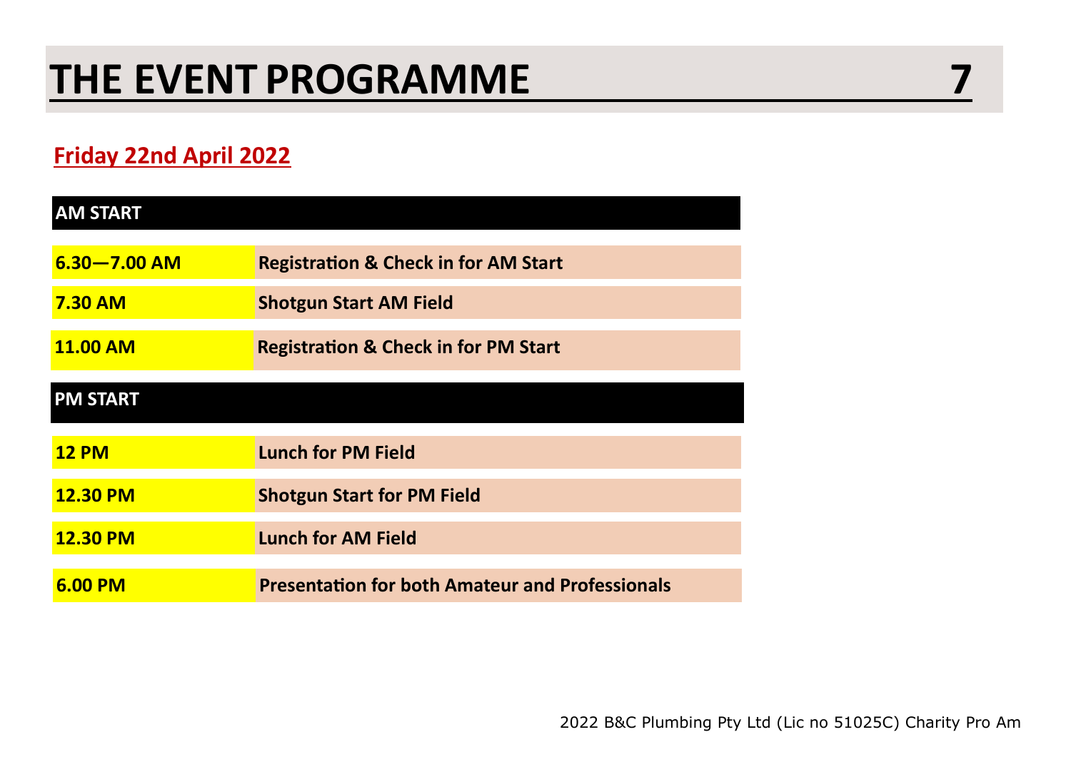# THE EVENT PROGRAMME

## Friday 22nd April 2022

| AM START | |
|---|---|
| **6.30—7.00 AM** | **Registration & Check in for AM Start** |
| **7.30 AM** | **Shotgun Start AM Field** |
| **11.00 AM** | **Registration & Check in for PM Start** |
| **PM START** | |
| **12 PM** | **Lunch for PM Field** |
| **12.30 PM** | **Shotgun Start for PM Field** |
| **12.30 PM** | **Lunch for AM Field** |
| **6.00 PM** | **Presentation for both Amateur and Professionals** |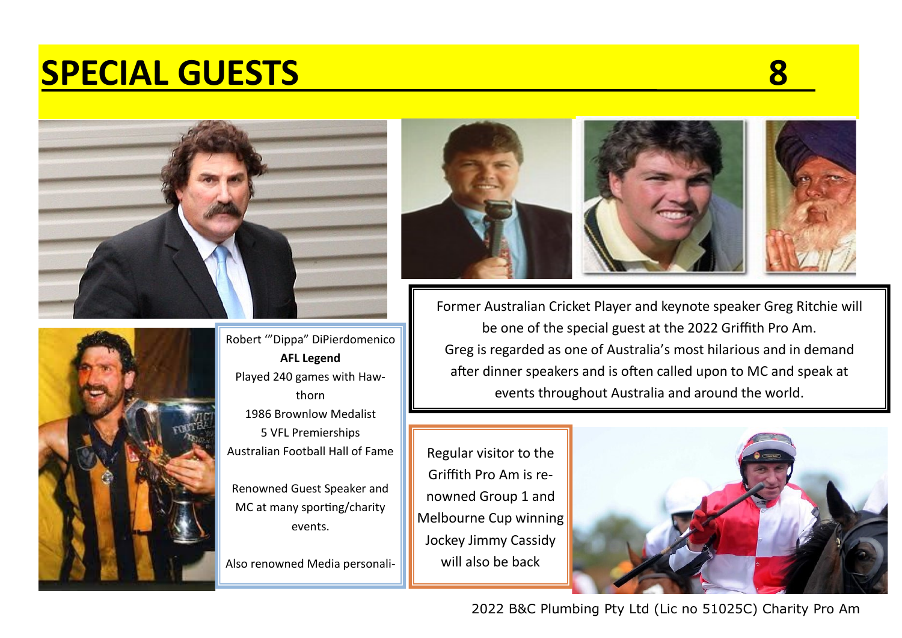# SPECIAL GUESTS

Robert '"Dippa" DiPierdomenico

**AFL Legend**

Played 240 games with Hawthorn

1986 Brownlow Medalist

5 VFL Premierships

Australian Football Hall of Fame

Renowned Guest Speaker and MC at many sporting/charity events.

Also renowned Media personali-

Former Australian Cricket Player and keynote speaker Greg Ritchie will be one of the special guest at the 2022 Griffith Pro Am. Greg is regarded as one of Australia's most hilarious and in demand after dinner speakers and is often called upon to MC and speak at events throughout Australia and around the world.

Regular visitor to the Griffith Pro Am is renowned Group 1 and Melbourne Cup winning Jockey Jimmy Cassidy will also be back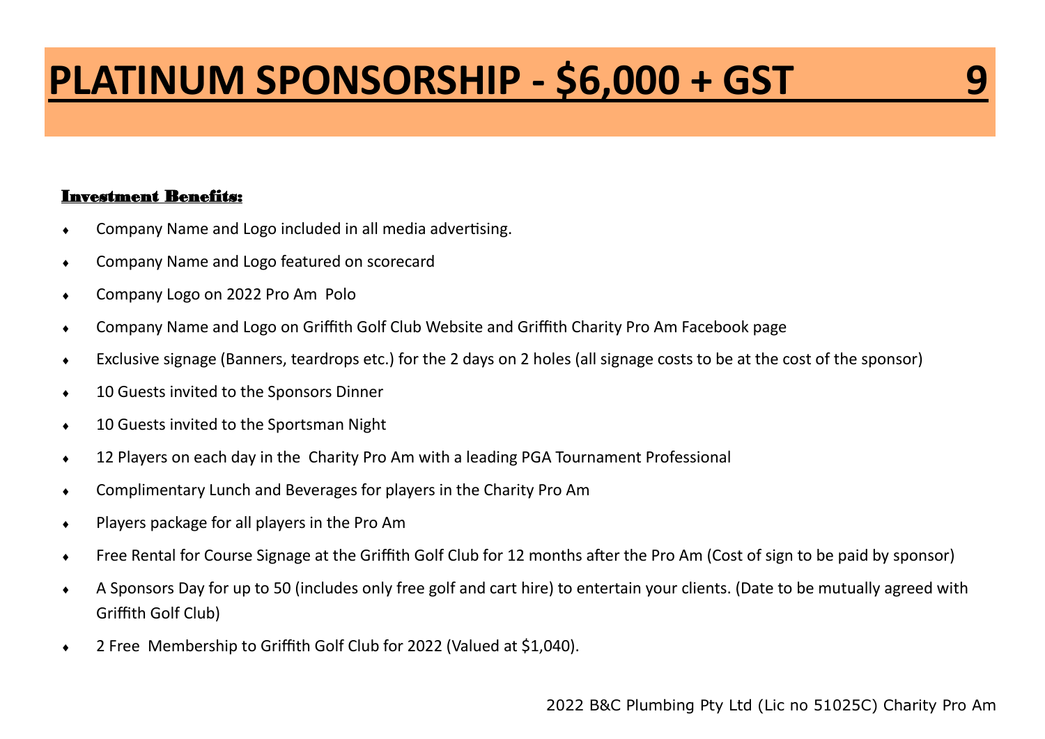# PLATINUM SPONSORSHIP - $6,000 + GST

**Investment Benefits:**

- Company Name and Logo included in all media advertising.
- Company Name and Logo featured on scorecard
- Company Logo on 2022 Pro Am Polo
- Company Name and Logo on Griffith Golf Club Website and Griffith Charity Pro Am Facebook page
- Exclusive signage (Banners, teardrops etc.) for the 2 days on 2 holes (all signage costs to be at the cost of the sponsor)
- 10 Guests invited to the Sponsors Dinner
- 10 Guests invited to the Sportsman Night
- 12 Players on each day in the Charity Pro Am with a leading PGA Tournament Professional
- Complimentary Lunch and Beverages for players in the Charity Pro Am
- Players package for all players in the Pro Am
- Free Rental for Course Signage at the Griffith Golf Club for 12 months after the Pro Am (Cost of sign to be paid by sponsor)
- A Sponsors Day for up to 50 (includes only free golf and cart hire) to entertain your clients. (Date to be mutually agreed with Griffith Golf Club)
- 2 Free Membership to Griffith Golf Club for 2022 (Valued at $1,040).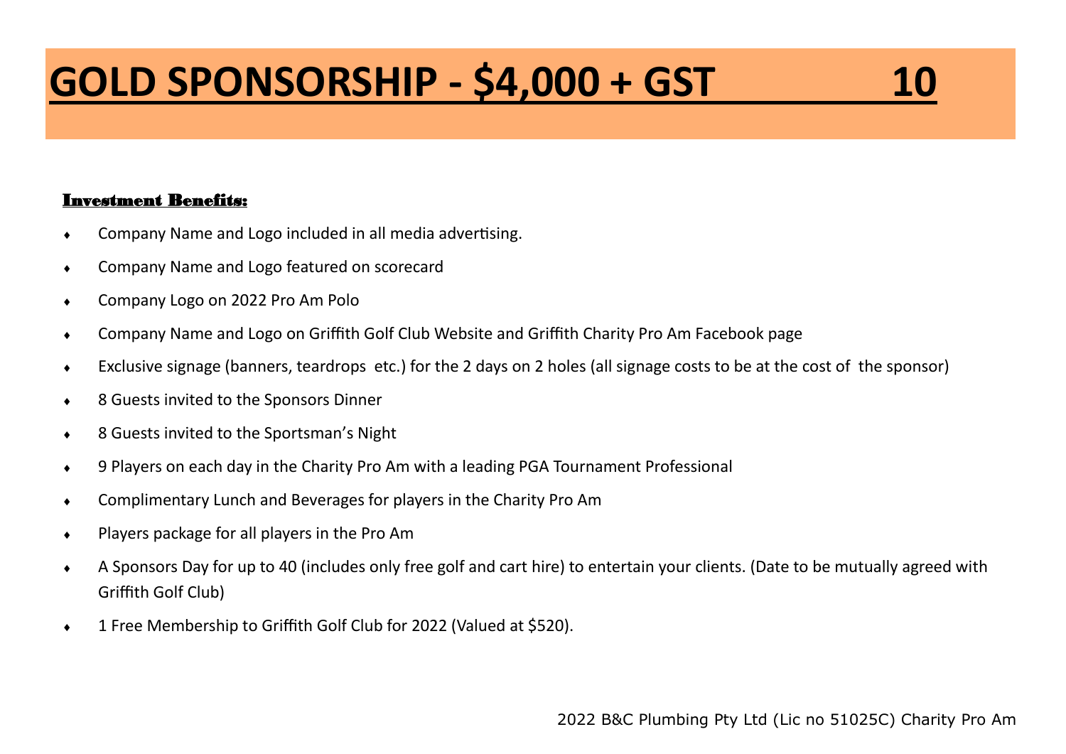# GOLD SPONSORSHIP - $4,000 + GST

**Investment Benefits:**

- Company Name and Logo included in all media advertising.
- Company Name and Logo featured on scorecard
- Company Logo on 2022 Pro Am Polo
- Company Name and Logo on Griffith Golf Club Website and Griffith Charity Pro Am Facebook page
- Exclusive signage (banners, teardrops etc.) for the 2 days on 2 holes (all signage costs to be at the cost of the sponsor)
- 8 Guests invited to the Sponsors Dinner
- 8 Guests invited to the Sportsman's Night
- 9 Players on each day in the Charity Pro Am with a leading PGA Tournament Professional
- Complimentary Lunch and Beverages for players in the Charity Pro Am
- Players package for all players in the Pro Am
- A Sponsors Day for up to 40 (includes only free golf and cart hire) to entertain your clients. (Date to be mutually agreed with Griffith Golf Club)
- 1 Free Membership to Griffith Golf Club for 2022 (Valued at $520).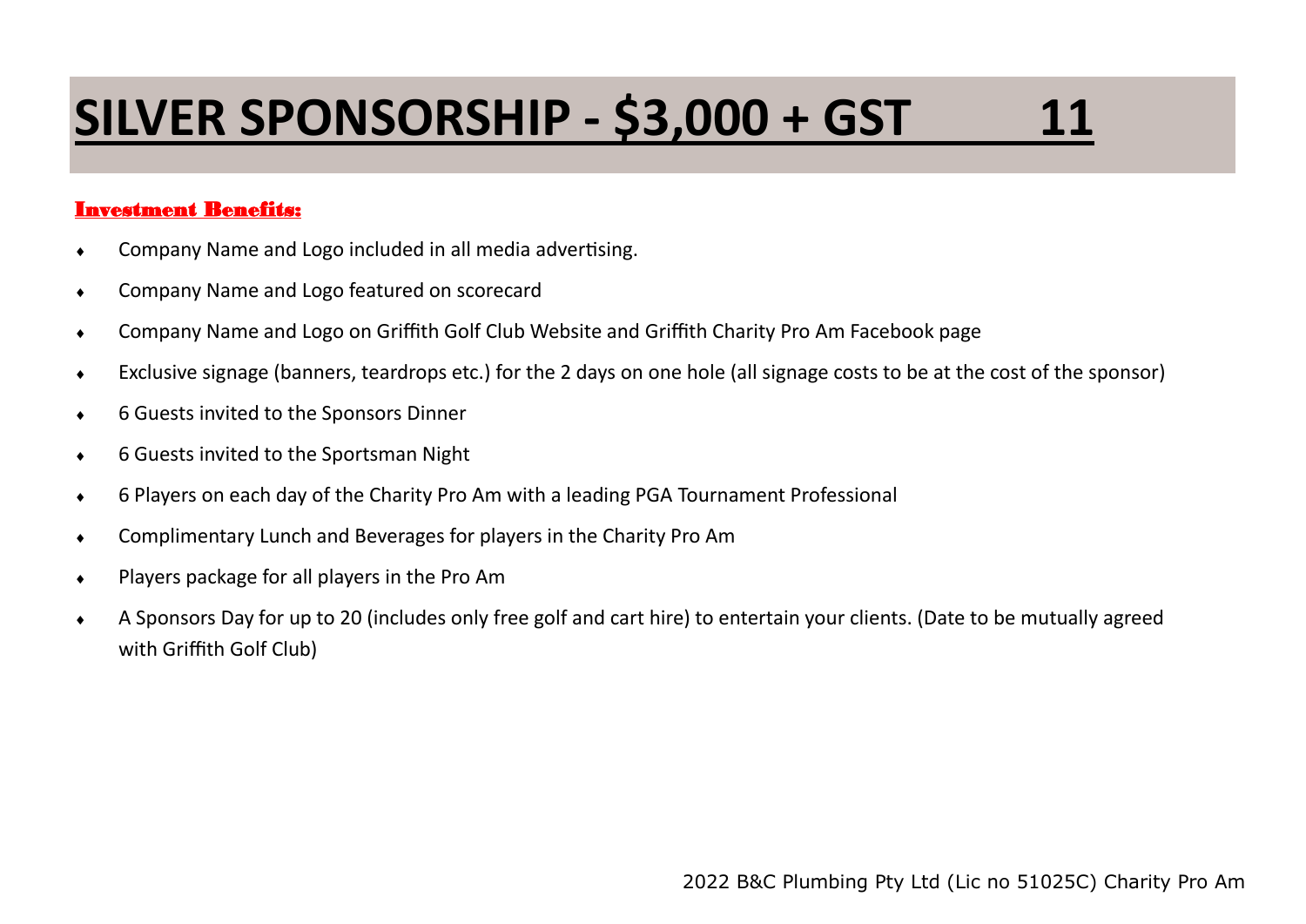# SILVER SPONSORSHIP - $3,000 + GST

**Investment Benefits:**

- Company Name and Logo included in all media advertising.
- Company Name and Logo featured on scorecard
- Company Name and Logo on Griffith Golf Club Website and Griffith Charity Pro Am Facebook page
- Exclusive signage (banners, teardrops etc.) for the 2 days on one hole (all signage costs to be at the cost of the sponsor)
- 6 Guests invited to the Sponsors Dinner
- 6 Guests invited to the Sportsman Night
- 6 Players on each day of the Charity Pro Am with a leading PGA Tournament Professional
- Complimentary Lunch and Beverages for players in the Charity Pro Am
- Players package for all players in the Pro Am
- A Sponsors Day for up to 20 (includes only free golf and cart hire) to entertain your clients. (Date to be mutually agreed with Griffith Golf Club)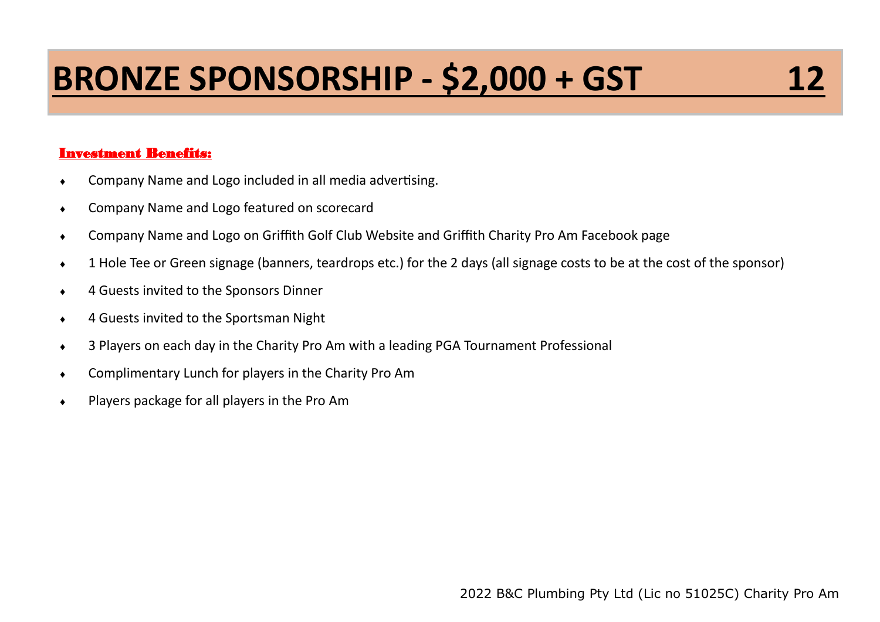# BRONZE SPONSORSHIP - $2,000 + GST

**Investment Benefits:**

- Company Name and Logo included in all media advertising.
- Company Name and Logo featured on scorecard
- Company Name and Logo on Griffith Golf Club Website and Griffith Charity Pro Am Facebook page
- 1 Hole Tee or Green signage (banners, teardrops etc.) for the 2 days (all signage costs to be at the cost of the sponsor)
- 4 Guests invited to the Sponsors Dinner
- 4 Guests invited to the Sportsman Night
- 3 Players on each day in the Charity Pro Am with a leading PGA Tournament Professional
- Complimentary Lunch for players in the Charity Pro Am
- Players package for all players in the Pro Am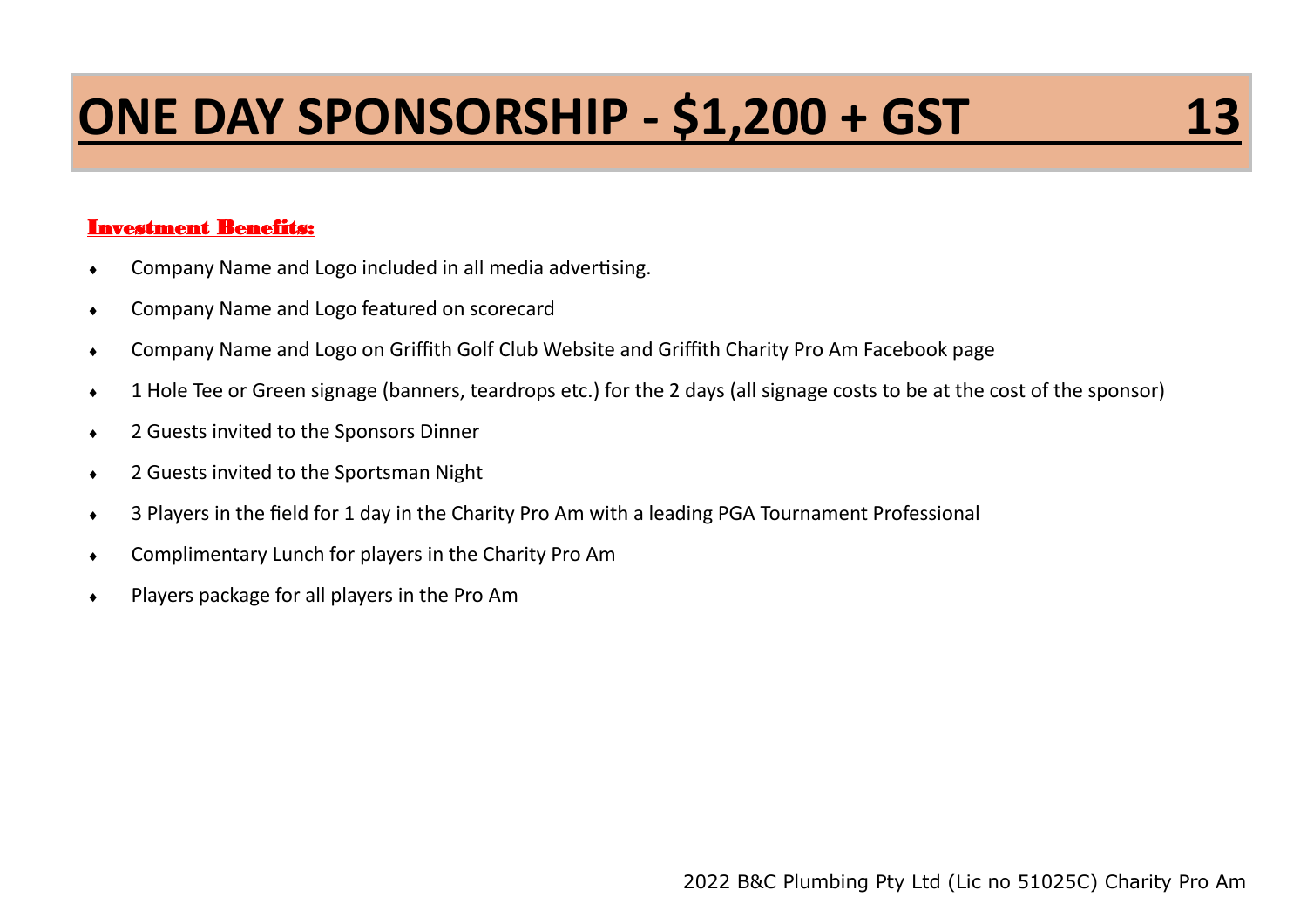# ONE DAY SPONSORSHIP - $1,200 + GST

**Investment Benefits:**

- Company Name and Logo included in all media advertising.
- Company Name and Logo featured on scorecard
- Company Name and Logo on Griffith Golf Club Website and Griffith Charity Pro Am Facebook page
- 1 Hole Tee or Green signage (banners, teardrops etc.) for the 2 days (all signage costs to be at the cost of the sponsor)
- 2 Guests invited to the Sponsors Dinner
- 2 Guests invited to the Sportsman Night
- 3 Players in the field for 1 day in the Charity Pro Am with a leading PGA Tournament Professional
- Complimentary Lunch for players in the Charity Pro Am
- Players package for all players in the Pro Am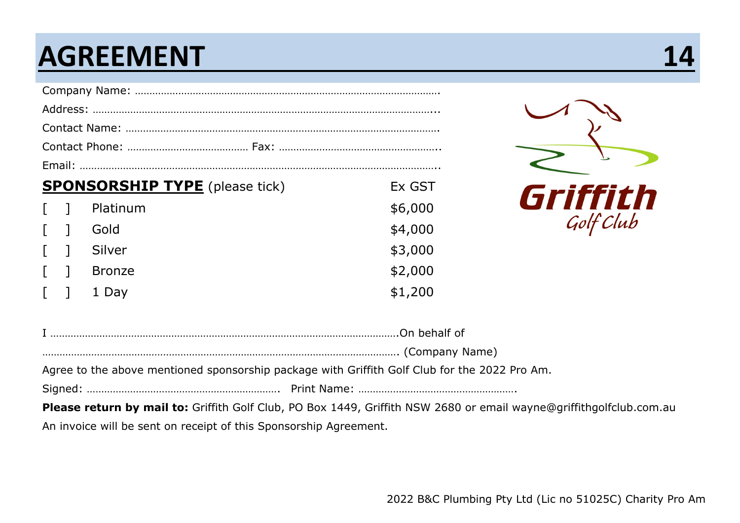# AGREEMENT

Company Name: ………………………………………………………………………………………….

Address: ………………………………………………………………………………………………...

Contact Name: …………………………………………………………………………………………

Contact Phone: …………………………………… Fax: ………………………………………………..

Email: …………………………………………………………………………………………………..

**SPONSORSHIP TYPE** (please tick)

| | | |
|---|---|---|
| | | Ex GST |
| [ ] | Platinum | $6,000 |
| [ ] | Gold | $4,000 |
| [ ] | Silver | $3,000 |
| [ ] | Bronze | $2,000 |
| [ ] | 1 Day | $1,200 |

Griffith Golf Club

I …………………………………………………………………………………………………….On behalf of

…………………………………………………………………………………………………… (Company Name)

Agree to the above mentioned sponsorship package with Griffith Golf Club for the 2022 Pro Am.

Signed: …………………………………………………………. Print Name: ……………………………………………….

**Please return by mail to:** Griffith Golf Club, PO Box 1449, Griffith NSW 2680 or email wayne@griffithgolfclub.com.au

An invoice will be sent on receipt of this Sponsorship Agreement.